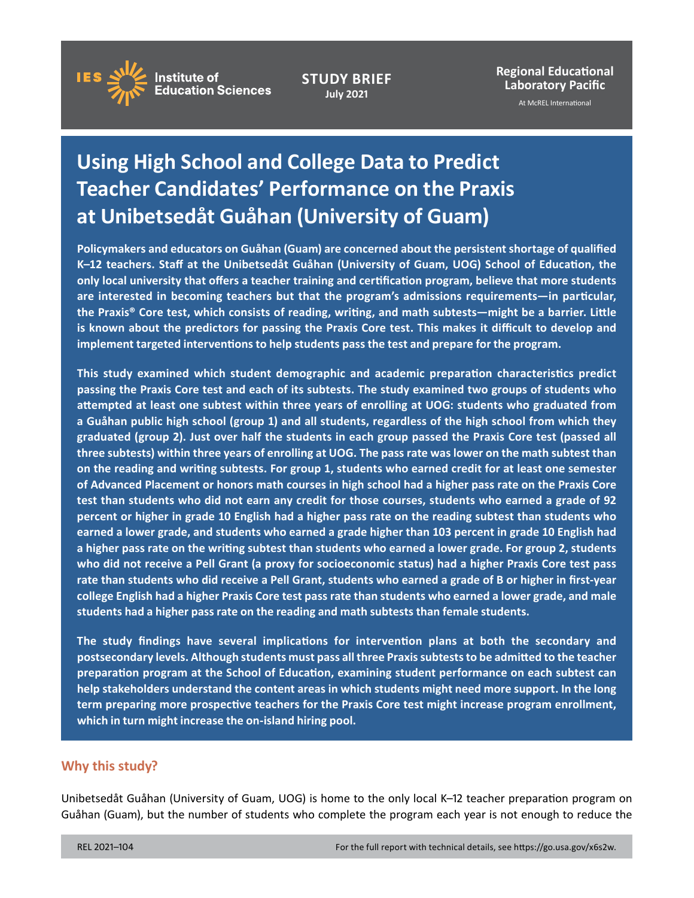IES Institute of Education Sciences

**STUDY BRIEF**
July 2021

**Regional Educational Laboratory Pacific**
At McREL International

# Using High School and College Data to Predict Teacher Candidates' Performance on the Praxis at Unibetsedåt Guåhan (University of Guam)

**Policymakers and educators on Guåhan (Guam) are concerned about the persistent shortage of qualified K–12 teachers. Staff at the Unibetsedåt Guåhan (University of Guam, UOG) School of Education, the only local university that offers a teacher training and certification program, believe that more students are interested in becoming teachers but that the program's admissions requirements—in particular, the Praxis® Core test, which consists of reading, writing, and math subtests—might be a barrier. Little is known about the predictors for passing the Praxis Core test. This makes it difficult to develop and implement targeted interventions to help students pass the test and prepare for the program.**

**This study examined which student demographic and academic preparation characteristics predict passing the Praxis Core test and each of its subtests. The study examined two groups of students who attempted at least one subtest within three years of enrolling at UOG: students who graduated from a Guåhan public high school (group 1) and all students, regardless of the high school from which they graduated (group 2). Just over half the students in each group passed the Praxis Core test (passed all three subtests) within three years of enrolling at UOG. The pass rate was lower on the math subtest than on the reading and writing subtests. For group 1, students who earned credit for at least one semester of Advanced Placement or honors math courses in high school had a higher pass rate on the Praxis Core test than students who did not earn any credit for those courses, students who earned a grade of 92 percent or higher in grade 10 English had a higher pass rate on the reading subtest than students who earned a lower grade, and students who earned a grade higher than 103 percent in grade 10 English had a higher pass rate on the writing subtest than students who earned a lower grade. For group 2, students who did not receive a Pell Grant (a proxy for socioeconomic status) had a higher Praxis Core test pass rate than students who did receive a Pell Grant, students who earned a grade of B or higher in first-year college English had a higher Praxis Core test pass rate than students who earned a lower grade, and male students had a higher pass rate on the reading and math subtests than female students.**

**The study findings have several implications for intervention plans at both the secondary and postsecondary levels. Although students must pass all three Praxis subtests to be admitted to the teacher preparation program at the School of Education, examining student performance on each subtest can help stakeholders understand the content areas in which students might need more support. In the long term preparing more prospective teachers for the Praxis Core test might increase program enrollment, which in turn might increase the on-island hiring pool.**

## Why this study?

Unibetsedåt Guåhan (University of Guam, UOG) is home to the only local K–12 teacher preparation program on Guåhan (Guam), but the number of students who complete the program each year is not enough to reduce the

REL 2021–104 For the full report with technical details, see https://go.usa.gov/x6s2w.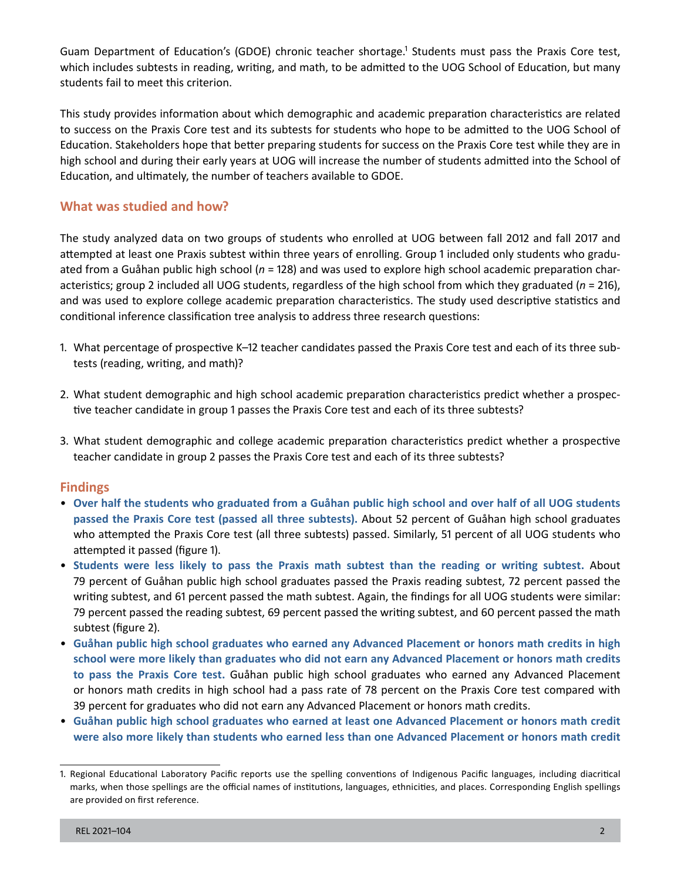Guam Department of Education's (GDOE) chronic teacher shortage.[1] Students must pass the Praxis Core test, which includes subtests in reading, writing, and math, to be admitted to the UOG School of Education, but many students fail to meet this criterion.

This study provides information about which demographic and academic preparation characteristics are related to success on the Praxis Core test and its subtests for students who hope to be admitted to the UOG School of Education. Stakeholders hope that better preparing students for success on the Praxis Core test while they are in high school and during their early years at UOG will increase the number of students admitted into the School of Education, and ultimately, the number of teachers available to GDOE.

## What was studied and how?

The study analyzed data on two groups of students who enrolled at UOG between fall 2012 and fall 2017 and attempted at least one Praxis subtest within three years of enrolling. Group 1 included only students who graduated from a Guåhan public high school (*n* = 128) and was used to explore high school academic preparation characteristics; group 2 included all UOG students, regardless of the high school from which they graduated (*n* = 216), and was used to explore college academic preparation characteristics. The study used descriptive statistics and conditional inference classification tree analysis to address three research questions:

1. What percentage of prospective K–12 teacher candidates passed the Praxis Core test and each of its three subtests (reading, writing, and math)?
2. What student demographic and high school academic preparation characteristics predict whether a prospective teacher candidate in group 1 passes the Praxis Core test and each of its three subtests?
3. What student demographic and college academic preparation characteristics predict whether a prospective teacher candidate in group 2 passes the Praxis Core test and each of its three subtests?

## Findings

- **Over half the students who graduated from a Guåhan public high school and over half of all UOG students passed the Praxis Core test (passed all three subtests).** About 52 percent of Guåhan high school graduates who attempted the Praxis Core test (all three subtests) passed. Similarly, 51 percent of all UOG students who attempted it passed (figure 1).
- **Students were less likely to pass the Praxis math subtest than the reading or writing subtest.** About 79 percent of Guåhan public high school graduates passed the Praxis reading subtest, 72 percent passed the writing subtest, and 61 percent passed the math subtest. Again, the findings for all UOG students were similar: 79 percent passed the reading subtest, 69 percent passed the writing subtest, and 60 percent passed the math subtest (figure 2).
- **Guåhan public high school graduates who earned any Advanced Placement or honors math credits in high school were more likely than graduates who did not earn any Advanced Placement or honors math credits to pass the Praxis Core test.** Guåhan public high school graduates who earned any Advanced Placement or honors math credits in high school had a pass rate of 78 percent on the Praxis Core test compared with 39 percent for graduates who did not earn any Advanced Placement or honors math credits.
- **Guåhan public high school graduates who earned at least one Advanced Placement or honors math credit were also more likely than students who earned less than one Advanced Placement or honors math credit**

1. Regional Educational Laboratory Pacific reports use the spelling conventions of Indigenous Pacific languages, including diacritical marks, when those spellings are the official names of institutions, languages, ethnicities, and places. Corresponding English spellings are provided on first reference.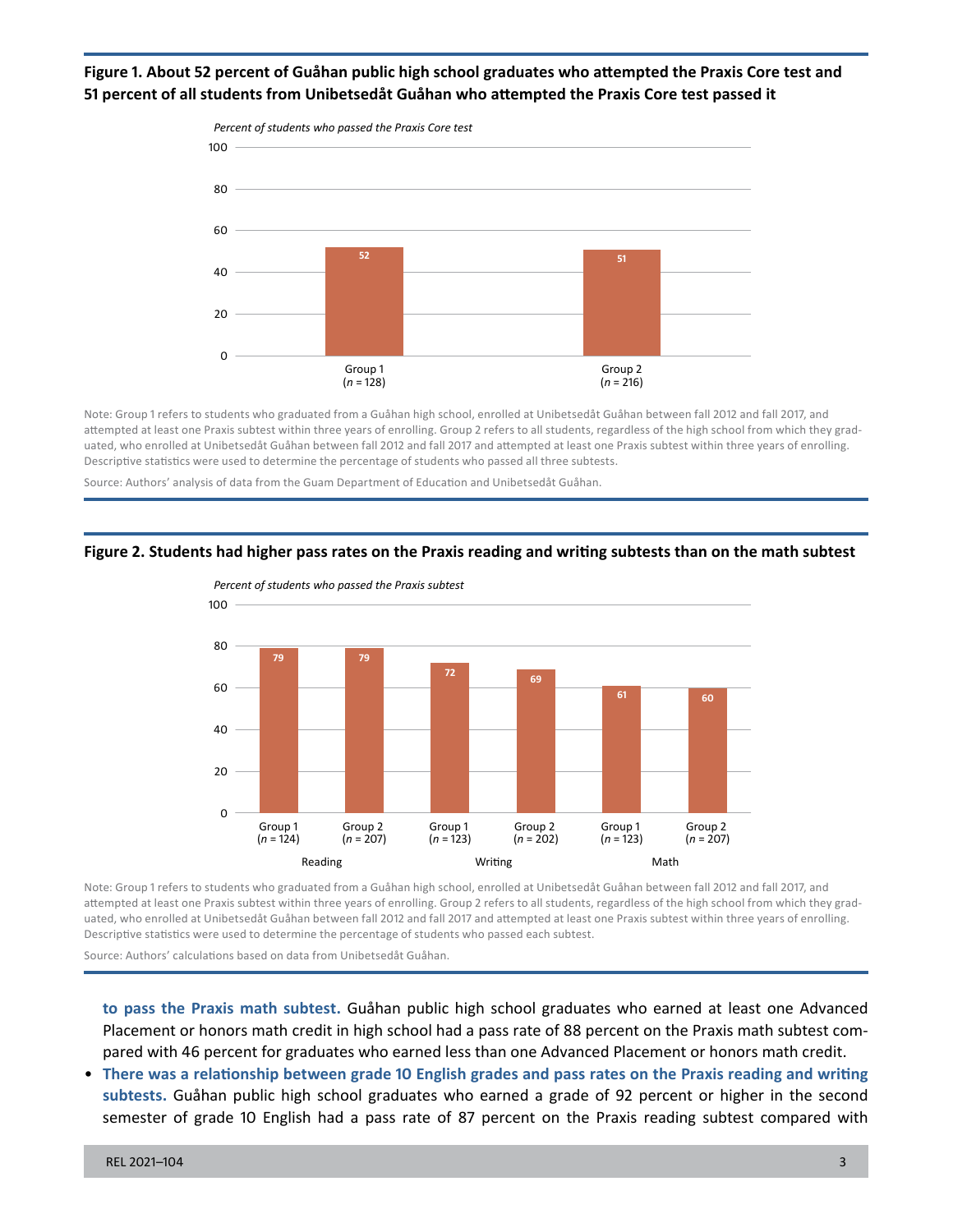**Figure 1. About 52 percent of Guåhan public high school graduates who attempted the Praxis Core test and 51 percent of all students from Unibetsedåt Guåhan who attempted the Praxis Core test passed it**

*Percent of students who passed the Praxis Core test*

| | Percent passed |
|---|---|
| Group 1 (*n* = 128) | 52 |
| Group 2 (*n* = 216) | 51 |

Note: Group 1 refers to students who graduated from a Guåhan high school, enrolled at Unibetsedåt Guåhan between fall 2012 and fall 2017, and attempted at least one Praxis subtest within three years of enrolling. Group 2 refers to all students, regardless of the high school from which they graduated, who enrolled at Unibetsedåt Guåhan between fall 2012 and fall 2017 and attempted at least one Praxis subtest within three years of enrolling. Descriptive statistics were used to determine the percentage of students who passed all three subtests.

Source: Authors' analysis of data from the Guam Department of Education and Unibetsedåt Guåhan.

**Figure 2. Students had higher pass rates on the Praxis reading and writing subtests than on the math subtest**

*Percent of students who passed the Praxis subtest*

| Subtest | Group | Percent passed |
|---|---|---|
| Reading | Group 1 (*n* = 124) | 79 |
| Reading | Group 2 (*n* = 207) | 79 |
| Writing | Group 1 (*n* = 123) | 72 |
| Writing | Group 2 (*n* = 202) | 69 |
| Math | Group 1 (*n* = 123) | 61 |
| Math | Group 2 (*n* = 207) | 60 |

Note: Group 1 refers to students who graduated from a Guåhan high school, enrolled at Unibetsedåt Guåhan between fall 2012 and fall 2017, and attempted at least one Praxis subtest within three years of enrolling. Group 2 refers to all students, regardless of the high school from which they graduated, who enrolled at Unibetsedåt Guåhan between fall 2012 and fall 2017 and attempted at least one Praxis subtest within three years of enrolling. Descriptive statistics were used to determine the percentage of students who passed each subtest.

Source: Authors' calculations based on data from Unibetsedåt Guåhan.

**to pass the Praxis math subtest.** Guåhan public high school graduates who earned at least one Advanced Placement or honors math credit in high school had a pass rate of 88 percent on the Praxis math subtest compared with 46 percent for graduates who earned less than one Advanced Placement or honors math credit.

- **There was a relationship between grade 10 English grades and pass rates on the Praxis reading and writing subtests.** Guåhan public high school graduates who earned a grade of 92 percent or higher in the second semester of grade 10 English had a pass rate of 87 percent on the Praxis reading subtest compared with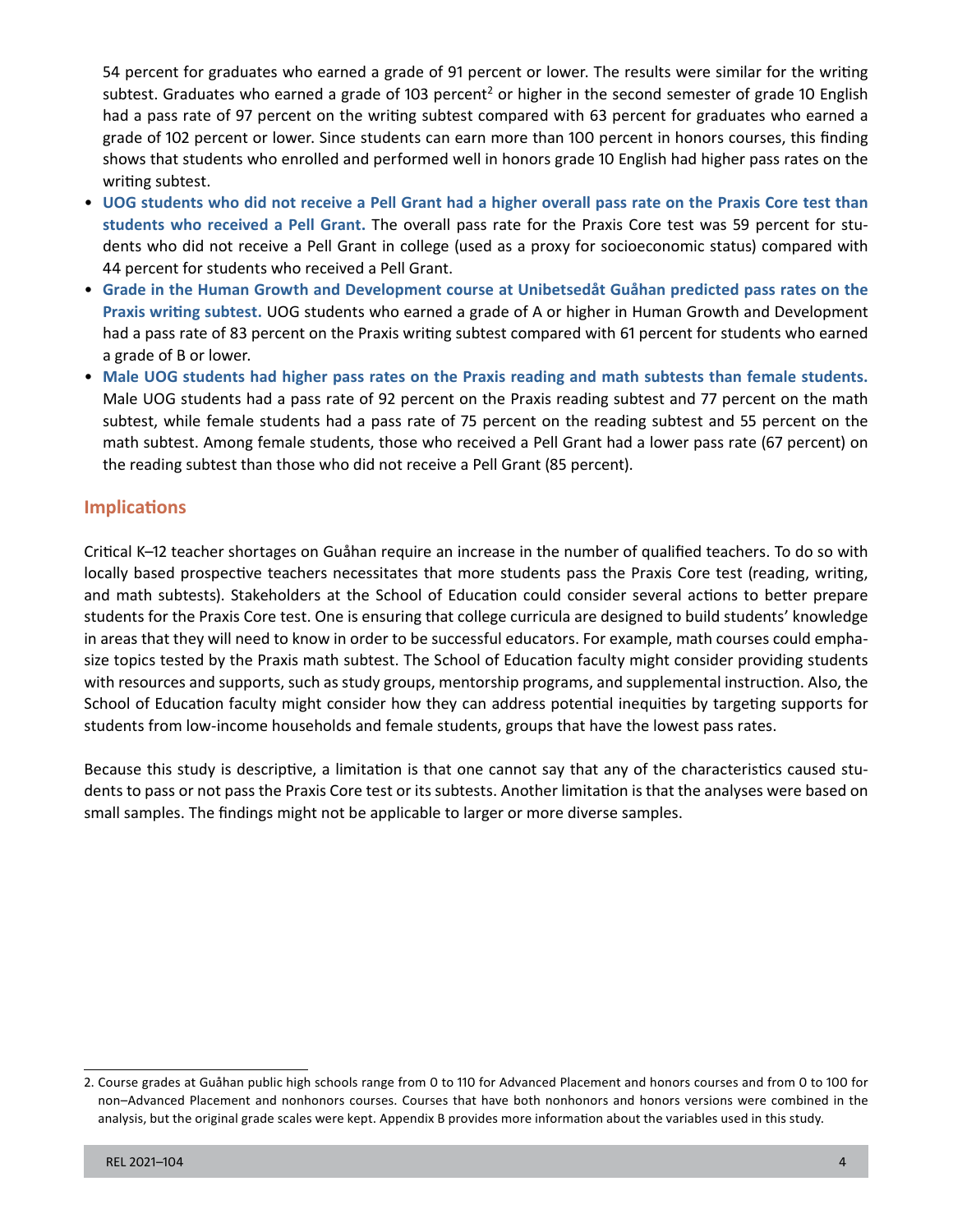54 percent for graduates who earned a grade of 91 percent or lower. The results were similar for the writing subtest. Graduates who earned a grade of 103 percent[2] or higher in the second semester of grade 10 English had a pass rate of 97 percent on the writing subtest compared with 63 percent for graduates who earned a grade of 102 percent or lower. Since students can earn more than 100 percent in honors courses, this finding shows that students who enrolled and performed well in honors grade 10 English had higher pass rates on the writing subtest.

- **UOG students who did not receive a Pell Grant had a higher overall pass rate on the Praxis Core test than students who received a Pell Grant.** The overall pass rate for the Praxis Core test was 59 percent for students who did not receive a Pell Grant in college (used as a proxy for socioeconomic status) compared with 44 percent for students who received a Pell Grant.
- **Grade in the Human Growth and Development course at Unibetsedåt Guåhan predicted pass rates on the Praxis writing subtest.** UOG students who earned a grade of A or higher in Human Growth and Development had a pass rate of 83 percent on the Praxis writing subtest compared with 61 percent for students who earned a grade of B or lower.
- **Male UOG students had higher pass rates on the Praxis reading and math subtests than female students.** Male UOG students had a pass rate of 92 percent on the Praxis reading subtest and 77 percent on the math subtest, while female students had a pass rate of 75 percent on the reading subtest and 55 percent on the math subtest. Among female students, those who received a Pell Grant had a lower pass rate (67 percent) on the reading subtest than those who did not receive a Pell Grant (85 percent).

## Implications

Critical K–12 teacher shortages on Guåhan require an increase in the number of qualified teachers. To do so with locally based prospective teachers necessitates that more students pass the Praxis Core test (reading, writing, and math subtests). Stakeholders at the School of Education could consider several actions to better prepare students for the Praxis Core test. One is ensuring that college curricula are designed to build students' knowledge in areas that they will need to know in order to be successful educators. For example, math courses could emphasize topics tested by the Praxis math subtest. The School of Education faculty might consider providing students with resources and supports, such as study groups, mentorship programs, and supplemental instruction. Also, the School of Education faculty might consider how they can address potential inequities by targeting supports for students from low-income households and female students, groups that have the lowest pass rates.

Because this study is descriptive, a limitation is that one cannot say that any of the characteristics caused students to pass or not pass the Praxis Core test or its subtests. Another limitation is that the analyses were based on small samples. The findings might not be applicable to larger or more diverse samples.

---

2. Course grades at Guåhan public high schools range from 0 to 110 for Advanced Placement and honors courses and from 0 to 100 for non–Advanced Placement and nonhonors courses. Courses that have both nonhonors and honors versions were combined in the analysis, but the original grade scales were kept. Appendix B provides more information about the variables used in this study.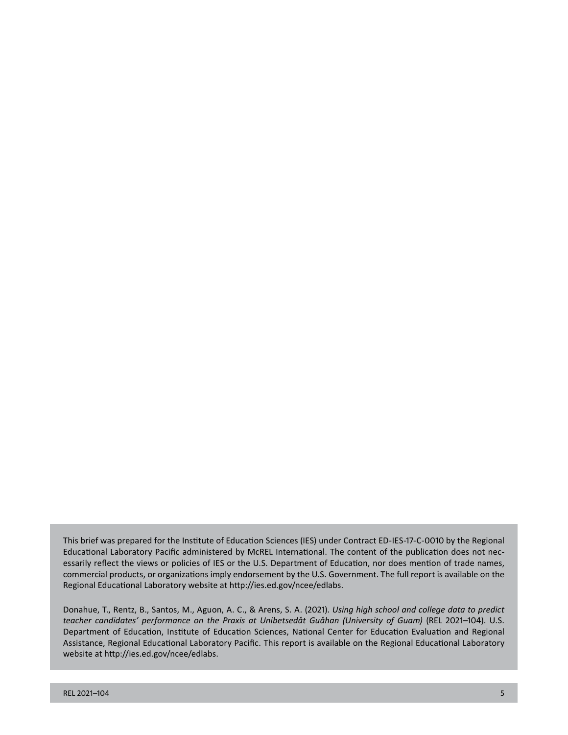This brief was prepared for the Institute of Education Sciences (IES) under Contract ED-IES-17-C-0010 by the Regional Educational Laboratory Pacific administered by McREL International. The content of the publication does not necessarily reflect the views or policies of IES or the U.S. Department of Education, nor does mention of trade names, commercial products, or organizations imply endorsement by the U.S. Government. The full report is available on the Regional Educational Laboratory website at http://ies.ed.gov/ncee/edlabs.

Donahue, T., Rentz, B., Santos, M., Aguon, A. C., & Arens, S. A. (2021). *Using high school and college data to predict teacher candidates' performance on the Praxis at Unibetsedåt Guåhan (University of Guam)* (REL 2021–104). U.S. Department of Education, Institute of Education Sciences, National Center for Education Evaluation and Regional Assistance, Regional Educational Laboratory Pacific. This report is available on the Regional Educational Laboratory website at http://ies.ed.gov/ncee/edlabs.